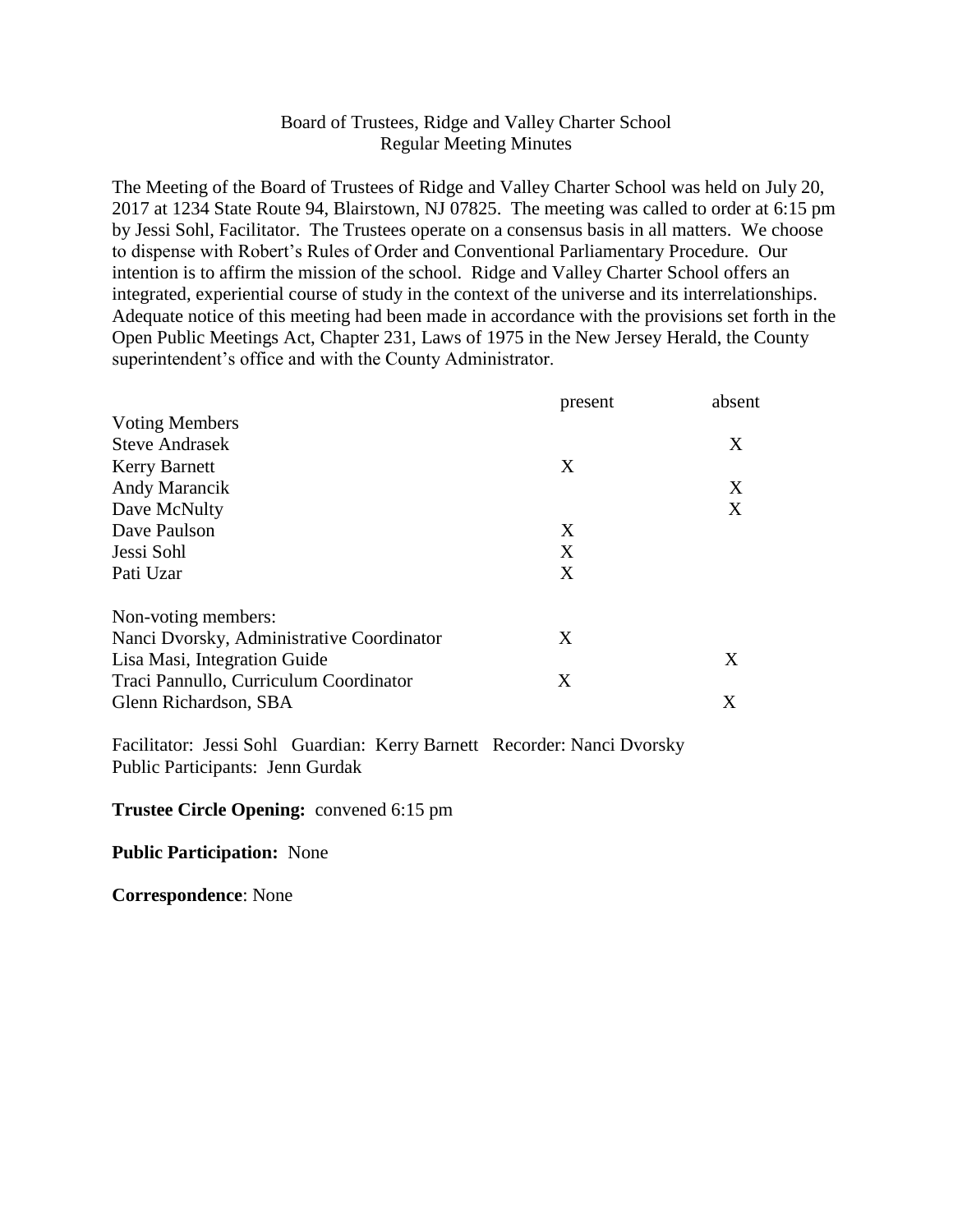Board of Trustees, Ridge and Valley Charter School
Regular Meeting Minutes

The Meeting of the Board of Trustees of Ridge and Valley Charter School was held on July 20, 2017 at 1234 State Route 94, Blairstown, NJ 07825. The meeting was called to order at 6:15 pm by Jessi Sohl, Facilitator. The Trustees operate on a consensus basis in all matters. We choose to dispense with Robert's Rules of Order and Conventional Parliamentary Procedure. Our intention is to affirm the mission of the school. Ridge and Valley Charter School offers an integrated, experiential course of study in the context of the universe and its interrelationships. Adequate notice of this meeting had been made in accordance with the provisions set forth in the Open Public Meetings Act, Chapter 231, Laws of 1975 in the New Jersey Herald, the County superintendent's office and with the County Administrator.

| | present | absent |
|---|---|---|
| Voting Members | | |
| Steve Andrasek | | X |
| Kerry Barnett | X | |
| Andy Marancik | | X |
| Dave McNulty | | X |
| Dave Paulson | X | |
| Jessi Sohl | X | |
| Pati Uzar | X | |
| | | |
| Non-voting members: | | |
| Nanci Dvorsky, Administrative Coordinator | X | |
| Lisa Masi, Integration Guide | | X |
| Traci Pannullo, Curriculum Coordinator | X | |
| Glenn Richardson, SBA | | X |

Facilitator: Jessi Sohl Guardian: Kerry Barnett Recorder: Nanci Dvorsky
Public Participants: Jenn Gurdak

**Trustee Circle Opening:** convened 6:15 pm

**Public Participation:** None

**Correspondence**: None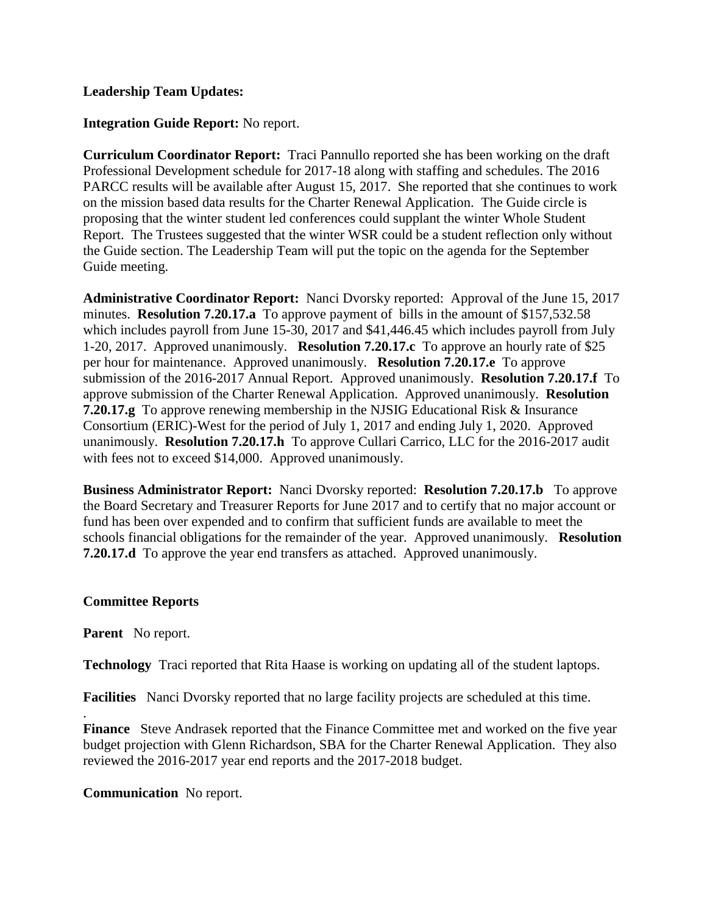**Leadership Team Updates:**

**Integration Guide Report:** No report.

**Curriculum Coordinator Report:** Traci Pannullo reported she has been working on the draft Professional Development schedule for 2017-18 along with staffing and schedules. The 2016 PARCC results will be available after August 15, 2017. She reported that she continues to work on the mission based data results for the Charter Renewal Application. The Guide circle is proposing that the winter student led conferences could supplant the winter Whole Student Report. The Trustees suggested that the winter WSR could be a student reflection only without the Guide section. The Leadership Team will put the topic on the agenda for the September Guide meeting.

**Administrative Coordinator Report:** Nanci Dvorsky reported: Approval of the June 15, 2017 minutes. **Resolution 7.20.17.a** To approve payment of bills in the amount of $157,532.58 which includes payroll from June 15-30, 2017 and $41,446.45 which includes payroll from July 1-20, 2017. Approved unanimously. **Resolution 7.20.17.c** To approve an hourly rate of $25 per hour for maintenance. Approved unanimously. **Resolution 7.20.17.e** To approve submission of the 2016-2017 Annual Report. Approved unanimously. **Resolution 7.20.17.f** To approve submission of the Charter Renewal Application. Approved unanimously. **Resolution 7.20.17.g** To approve renewing membership in the NJSIG Educational Risk & Insurance Consortium (ERIC)-West for the period of July 1, 2017 and ending July 1, 2020. Approved unanimously. **Resolution 7.20.17.h** To approve Cullari Carrico, LLC for the 2016-2017 audit with fees not to exceed $14,000. Approved unanimously.

**Business Administrator Report:** Nanci Dvorsky reported: **Resolution 7.20.17.b** To approve the Board Secretary and Treasurer Reports for June 2017 and to certify that no major account or fund has been over expended and to confirm that sufficient funds are available to meet the schools financial obligations for the remainder of the year. Approved unanimously. **Resolution 7.20.17.d** To approve the year end transfers as attached. Approved unanimously.

**Committee Reports**

**Parent** No report.

**Technology** Traci reported that Rita Haase is working on updating all of the student laptops.

**Facilities** Nanci Dvorsky reported that no large facility projects are scheduled at this time.

**Finance** Steve Andrasek reported that the Finance Committee met and worked on the five year budget projection with Glenn Richardson, SBA for the Charter Renewal Application. They also reviewed the 2016-2017 year end reports and the 2017-2018 budget.

**Communication** No report.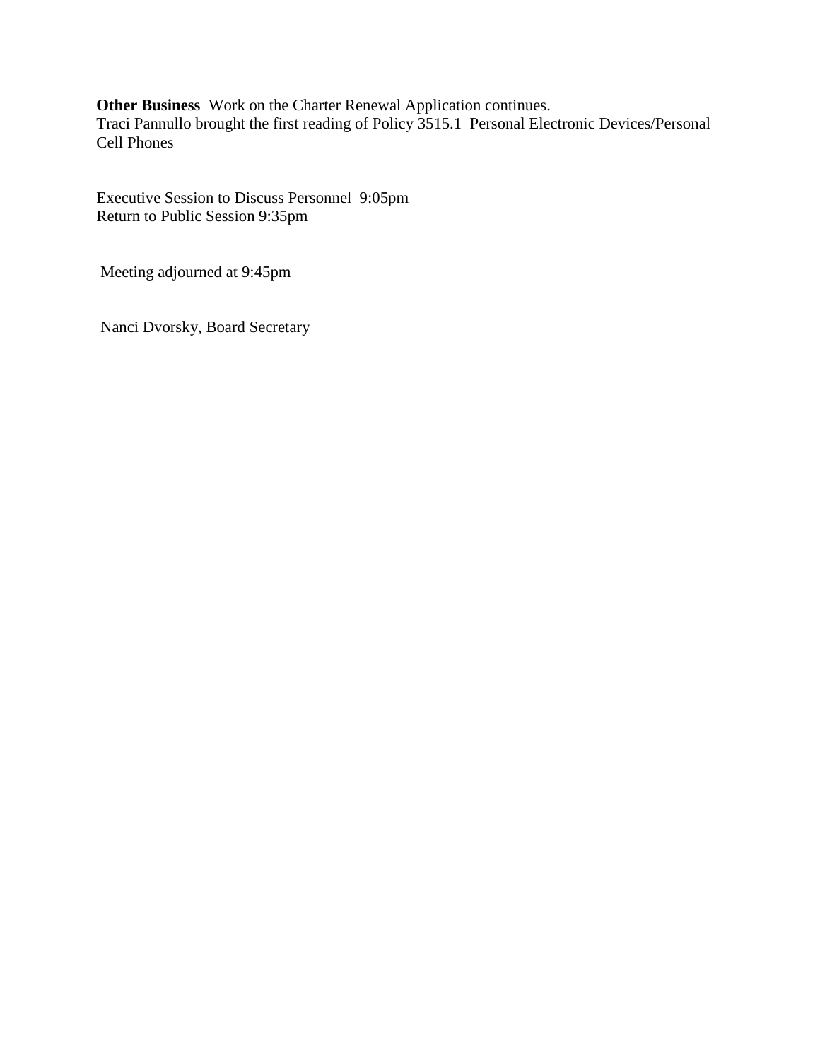**Other Business** Work on the Charter Renewal Application continues.
Traci Pannullo brought the first reading of Policy 3515.1 Personal Electronic Devices/Personal Cell Phones

Executive Session to Discuss Personnel 9:05pm
Return to Public Session 9:35pm

Meeting adjourned at 9:45pm

Nanci Dvorsky, Board Secretary